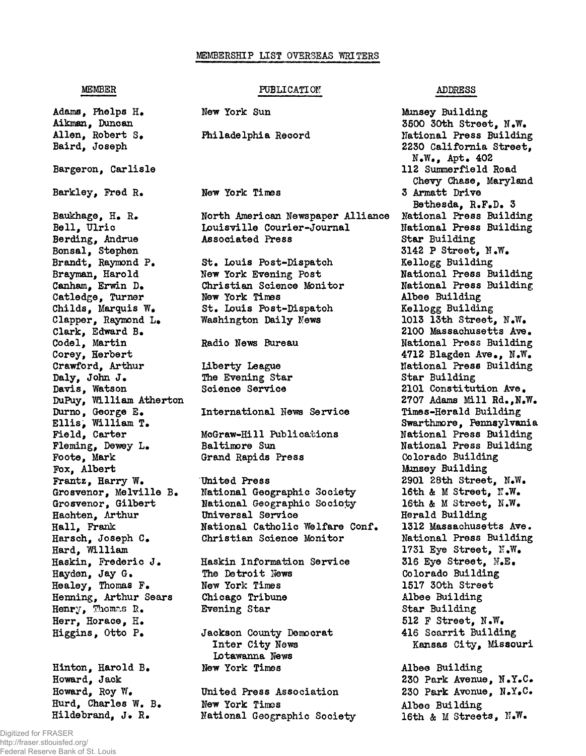# MEMBERSHIP LIST OVERSEAS WRITERS

| MEMBER | PUBLICATION | ADDRESS |
|---|---|---|
| Adams, Phelps H. | New York Sun | Munsey Building |
| Aikman, Duncan | | 3500 30th Street, N.W. |
| Allen, Robert S. | Philadelphia Record | National Press Building |
| Baird, Joseph | | 2230 California Street, N.W., Apt. 402 |
| Bargeron, Carlisle | | 112 Summerfield Road Chevy Chase, Maryland |
| Barkley, Fred R. | New York Times | 3 Armatt Drive Bethesda, R.F.D. 3 |
| Baukhage, H. R. | North American Newspaper Alliance | National Press Building |
| Bell, Ulric | Louisville Courier-Journal | National Press Building |
| Berding, Andrue | Associated Press | Star Building |
| Bonsal, Stephen | | 3142 P Street, N.W. |
| Brandt, Raymond P. | St. Louis Post-Dispatch | Kellogg Building |
| Brayman, Harold | New York Evening Post | National Press Building |
| Canham, Erwin D. | Christian Science Monitor | National Press Building |
| Catledge, Turner | New York Times | Albee Building |
| Childs, Marquis W. | St. Louis Post-Dispatch | Kellogg Building |
| Clapper, Raymond L. | Washington Daily News | 1013 13th Street, N.W. |
| Clark, Edward B. | | 2100 Massachusetts Ave. |
| Codel, Martin | Radio News Bureau | National Press Building |
| Corey, Herbert | | 4712 Blagden Ave., N.W. |
| Crawford, Arthur | Liberty League | National Press Building |
| Daly, John J. | The Evening Star | Star Building |
| Davis, Watson | Science Service | 2101 Constitution Ave. |
| DuPuy, William Atherton | | 2707 Adams Mill Rd.,N.W. |
| Durno, George E. | International News Service | Times-Herald Building |
| Ellis, William T. | | Swarthmore, Pennsylvania |
| Field, Carter | McGraw-Hill Publications | National Press Building |
| Fleming, Dewey L. | Baltimore Sun | National Press Building |
| Foote, Mark | Grand Rapids Press | Colorado Building |
| Fox, Albert | | Munsey Building |
| Frantz, Harry W. | United Press | 2901 28th Street, N.W. |
| Grosvenor, Melville B. | National Geographic Society | 16th & M Street, N.W. |
| Grosvenor, Gilbert | National Geographic Society | 16th & M Street, N.W. |
| Hachten, Arthur | Universal Service | Herald Building |
| Hall, Frank | National Catholic Welfare Conf. | 1312 Massachusetts Ave. |
| Harsch, Joseph C. | Christian Science Monitor | National Press Building |
| Hard, William | | 1731 Eye Street, N.W. |
| Haskin, Frederic J. | Haskin Information Service | 316 Eye Street, N.E. |
| Hayden, Jay G. | The Detroit News | Colorado Building |
| Healey, Thomas F. | New York Times | 1517 30th Street |
| Henning, Arthur Sears | Chicago Tribune | Albee Building |
| Henry, Thomas R. | Evening Star | Star Building |
| Herr, Horace, H. | | 512 F Street, N.W. |
| Higgins, Otto P. | Jackson County Democrat Inter City News Lotawanna News | 416 Scarrit Building Kansas City, Missouri |
| Hinton, Harold B. | New York Times | Albee Building |
| Howard, Jack | | 230 Park Avenue, N.Y.C. |
| Howard, Roy W. | United Press Association | 230 Park Avenue, N.Y.C. |
| Hurd, Charles W. B. | New York Times | Albee Building |
| Hildebrand, J. R. | National Geographic Society | 16th & M Streets, N.W. |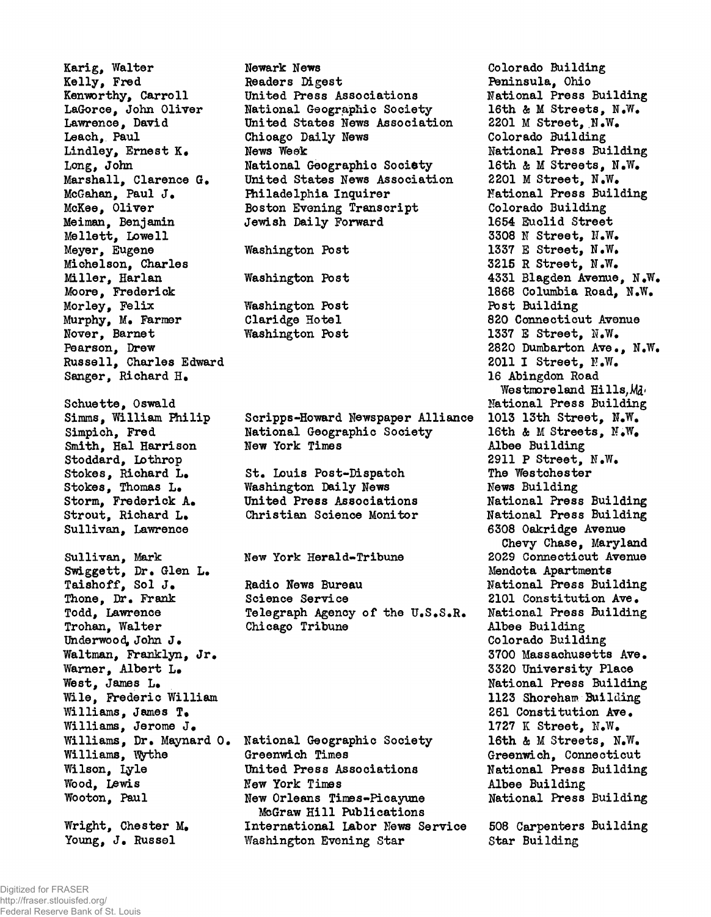| | | |
|---|---|---|
| Karig, Walter | Newark News | Colorado Building |
| Kelly, Fred | Readers Digest | Peninsula, Ohio |
| Kenworthy, Carroll | United Press Associations | National Press Building |
| LaGorce, John Oliver | National Geographic Society | 16th & M Streets, N.W. |
| Lawrence, David | United States News Association | 2201 M Street, N.W. |
| Leach, Paul | Chicago Daily News | Colorado Building |
| Lindley, Ernest K. | News Week | National Press Building |
| Long, John | National Geographic Society | 16th & M Streets, N.W. |
| Marshall, Clarence G. | United States News Association | 2201 M Street, N.W. |
| McGahan, Paul J. | Philadelphia Inquirer | National Press Building |
| McKee, Oliver | Boston Evening Transcript | Colorado Building |
| Meiman, Benjamin | Jewish Daily Forward | 1654 Euclid Street |
| Mellett, Lowell | | 3308 N Street, N.W. |
| Meyer, Eugene | Washington Post | 1337 E Street, N.W. |
| Michelson, Charles | | 3215 R Street, N.W. |
| Miller, Harlan | Washington Post | 4331 Blagden Avenue, N.W. |
| Moore, Frederick | | 1868 Columbia Road, N.W. |
| Morley, Felix | Washington Post | Post Building |
| Murphy, M. Farmer | Claridge Hotel | 820 Connecticut Avenue |
| Nover, Barnet | Washington Post | 1337 E Street, N.W. |
| Pearson, Drew | | 2820 Dumbarton Ave., N.W. |
| Russell, Charles Edward | | 2011 I Street, N.W. |
| Sanger, Richard H. | | 16 Abingdon Road Westmoreland Hills, Md. |
| Schuette, Oswald | | National Press Building |
| Simms, William Philip | Scripps-Howard Newspaper Alliance | 1013 13th Street, N.W. |
| Simpich, Fred | National Geographic Society | 16th & M Streets, N.W. |
| Smith, Hal Harrison | New York Times | Albee Building |
| Stoddard, Lothrop | | 2911 P Street, N.W. |
| Stokes, Richard L. | St. Louis Post-Dispatch | The Westchester |
| Stokes, Thomas L. | Washington Daily News | News Building |
| Storm, Frederick A. | United Press Associations | National Press Building |
| Strout, Richard L. | Christian Science Monitor | National Press Building |
| Sullivan, Lawrence | | 6308 Oakridge Avenue Chevy Chase, Maryland |
| Sullivan, Mark | New York Herald-Tribune | 2029 Connecticut Avenue |
| Swiggett, Dr. Glen L. | | Mendota Apartments |
| Taishoff, Sol J. | Radio News Bureau | National Press Building |
| Thone, Dr. Frank | Science Service | 2101 Constitution Ave. |
| Todd, Lawrence | Telegraph Agency of the U.S.S.R. | National Press Building |
| Trohan, Walter | Chicago Tribune | Albee Building |
| Underwood, John J. | | Colorado Building |
| Waltman, Franklyn, Jr. | | 3700 Massachusetts Ave. |
| Warner, Albert L. | | 3320 University Place |
| West, James L. | | National Press Building |
| Wile, Frederic William | | 1123 Shoreham Building |
| Williams, James T. | | 261 Constitution Ave. |
| Williams, Jerome J. | | 1727 K Street, N.W. |
| Williams, Dr. Maynard O. | National Geographic Society | 16th & M Streets, N.W. |
| Williams, Wythe | Greenwich Times | Greenwich, Connecticut |
| Wilson, Lyle | United Press Associations | National Press Building |
| Wood, Lewis | New York Times | Albee Building |
| Wooton, Paul | New Orleans Times-Picayune McGraw Hill Publications | National Press Building |
| Wright, Chester M. | International Labor News Service | 508 Carpenters Building |
| Young, J. Russel | Washington Evening Star | Star Building |